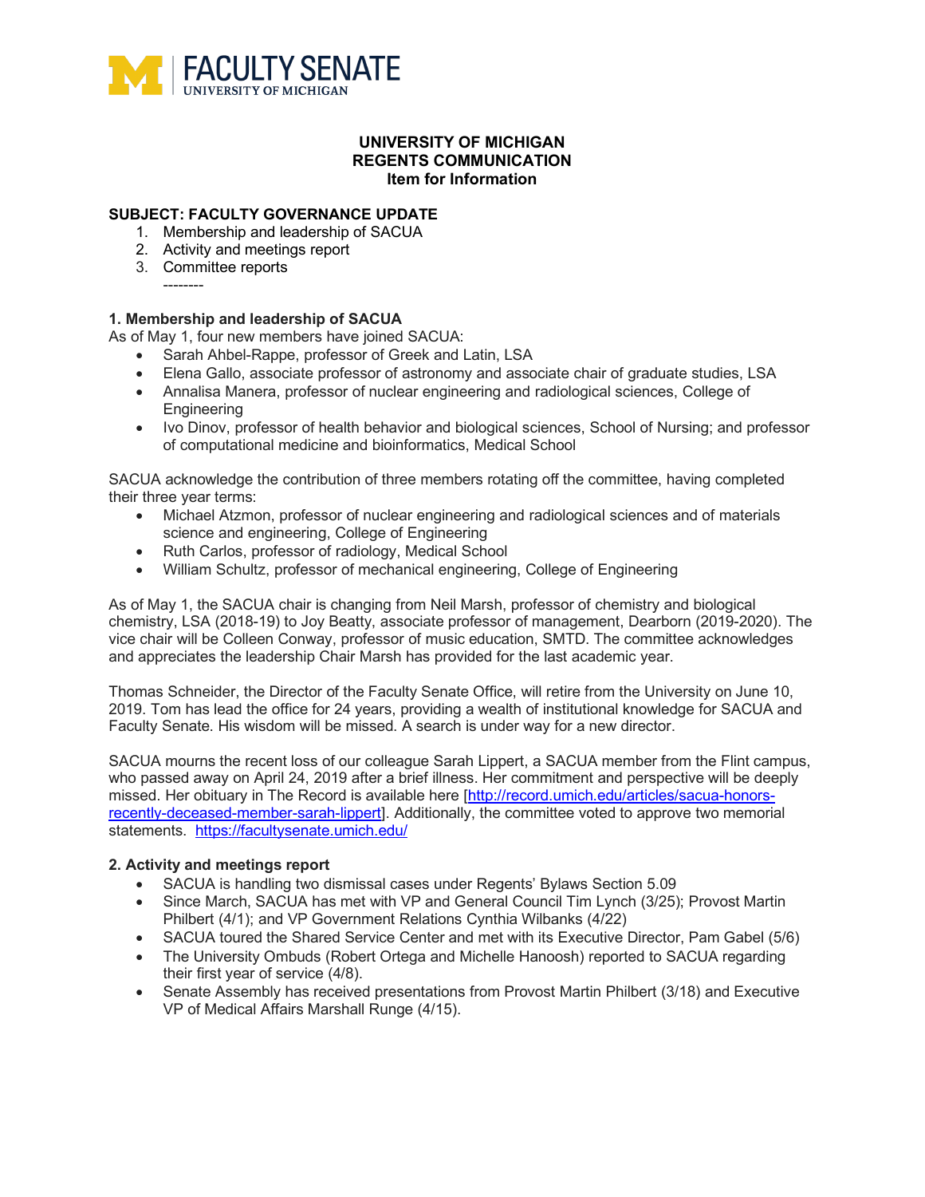# FACULTY SENATE
UNIVERSITY OF MICHIGAN

**UNIVERSITY OF MICHIGAN**
**REGENTS COMMUNICATION**
**Item for Information**

**SUBJECT: FACULTY GOVERNANCE UPDATE**

1. Membership and leadership of SACUA
2. Activity and meetings report
3. Committee reports

--------

## 1. Membership and leadership of SACUA

As of May 1, four new members have joined SACUA:

- Sarah Ahbel-Rappe, professor of Greek and Latin, LSA
- Elena Gallo, associate professor of astronomy and associate chair of graduate studies, LSA
- Annalisa Manera, professor of nuclear engineering and radiological sciences, College of Engineering
- Ivo Dinov, professor of health behavior and biological sciences, School of Nursing; and professor of computational medicine and bioinformatics, Medical School

SACUA acknowledge the contribution of three members rotating off the committee, having completed their three year terms:

- Michael Atzmon, professor of nuclear engineering and radiological sciences and of materials science and engineering, College of Engineering
- Ruth Carlos, professor of radiology, Medical School
- William Schultz, professor of mechanical engineering, College of Engineering

As of May 1, the SACUA chair is changing from Neil Marsh, professor of chemistry and biological chemistry, LSA (2018-19) to Joy Beatty, associate professor of management, Dearborn (2019-2020). The vice chair will be Colleen Conway, professor of music education, SMTD. The committee acknowledges and appreciates the leadership Chair Marsh has provided for the last academic year.

Thomas Schneider, the Director of the Faculty Senate Office, will retire from the University on June 10, 2019. Tom has lead the office for 24 years, providing a wealth of institutional knowledge for SACUA and Faculty Senate. His wisdom will be missed. A search is under way for a new director.

SACUA mourns the recent loss of our colleague Sarah Lippert, a SACUA member from the Flint campus, who passed away on April 24, 2019 after a brief illness. Her commitment and perspective will be deeply missed. Her obituary in The Record is available here [http://record.umich.edu/articles/sacua-honors-recently-deceased-member-sarah-lippert]. Additionally, the committee voted to approve two memorial statements. https://facultysenate.umich.edu/

## 2. Activity and meetings report

- SACUA is handling two dismissal cases under Regents' Bylaws Section 5.09
- Since March, SACUA has met with VP and General Council Tim Lynch (3/25); Provost Martin Philbert (4/1); and VP Government Relations Cynthia Wilbanks (4/22)
- SACUA toured the Shared Service Center and met with its Executive Director, Pam Gabel (5/6)
- The University Ombuds (Robert Ortega and Michelle Hanoosh) reported to SACUA regarding their first year of service (4/8).
- Senate Assembly has received presentations from Provost Martin Philbert (3/18) and Executive VP of Medical Affairs Marshall Runge (4/15).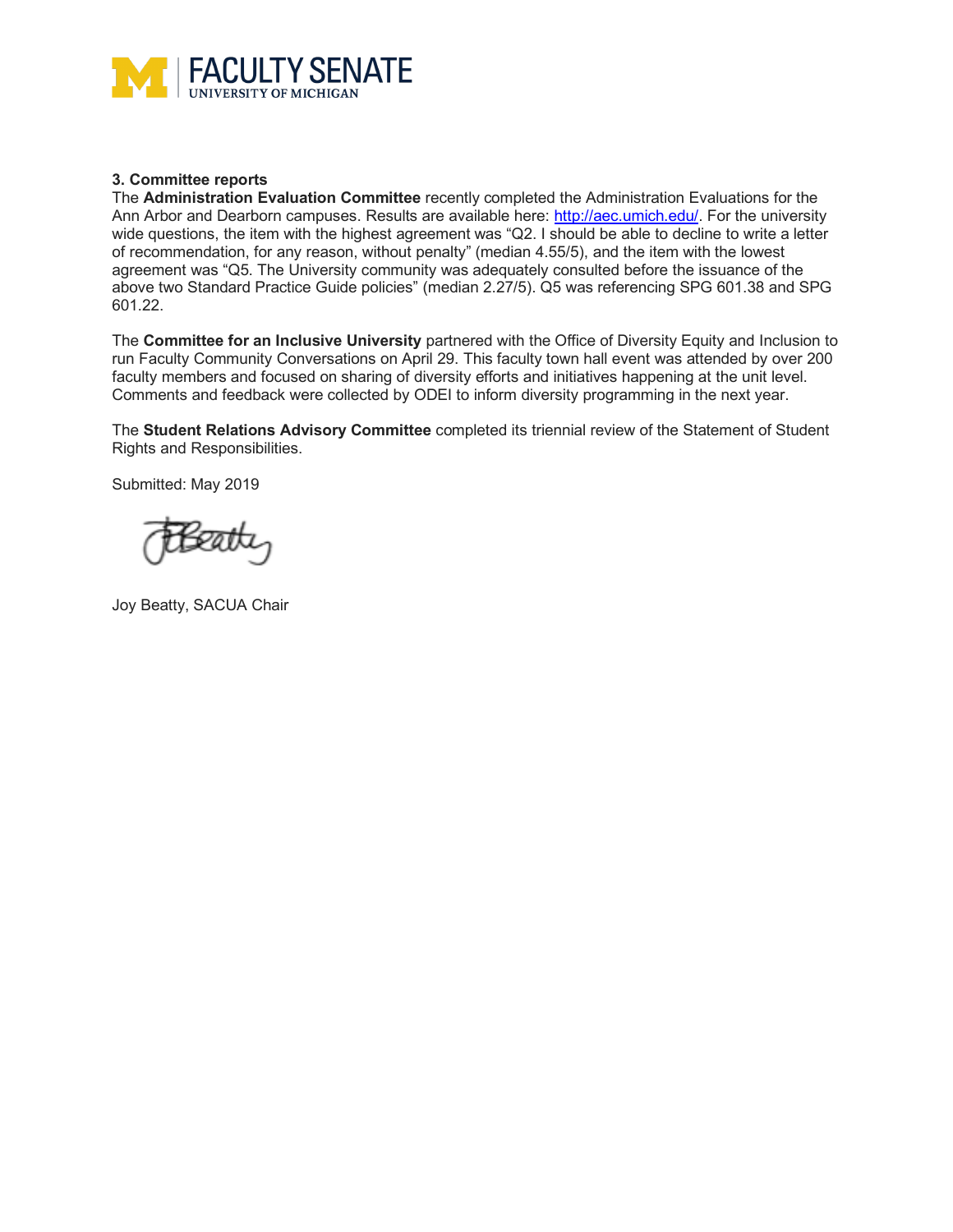### 3. Committee reports

The **Administration Evaluation Committee** recently completed the Administration Evaluations for the Ann Arbor and Dearborn campuses. Results are available here: [http://aec.umich.edu/](http://aec.umich.edu/). For the university wide questions, the item with the highest agreement was "Q2. I should be able to decline to write a letter of recommendation, for any reason, without penalty" (median 4.55/5), and the item with the lowest agreement was "Q5. The University community was adequately consulted before the issuance of the above two Standard Practice Guide policies" (median 2.27/5). Q5 was referencing SPG 601.38 and SPG 601.22.

The **Committee for an Inclusive University** partnered with the Office of Diversity Equity and Inclusion to run Faculty Community Conversations on April 29. This faculty town hall event was attended by over 200 faculty members and focused on sharing of diversity efforts and initiatives happening at the unit level. Comments and feedback were collected by ODEI to inform diversity programming in the next year.

The **Student Relations Advisory Committee** completed its triennial review of the Statement of Student Rights and Responsibilities.

Submitted: May 2019

Joy Beatty, SACUA Chair